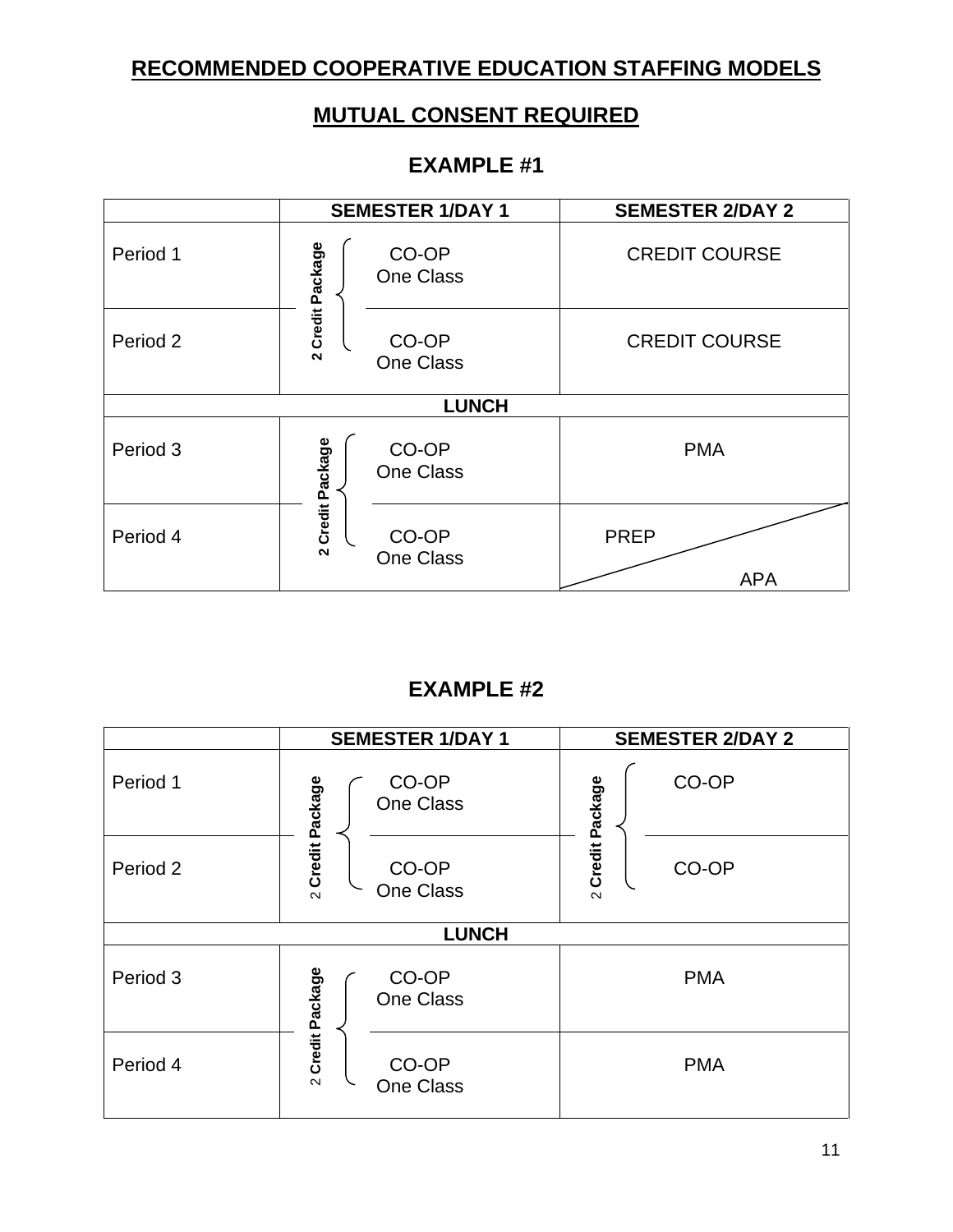# RECOMMENDED COOPERATIVE EDUCATION STAFFING MODELS

## MUTUAL CONSENT REQUIRED

### EXAMPLE #1

| | SEMESTER 1/DAY 1 | SEMESTER 2/DAY 2 |
|---|---|---|
| Period 1 | 2 Credit Package: CO-OP One Class | CREDIT COURSE |
| Period 2 | 2 Credit Package: CO-OP One Class | CREDIT COURSE |
| **LUNCH** | | |
| Period 3 | 2 Credit Package: CO-OP One Class | PMA |
| Period 4 | 2 Credit Package: CO-OP One Class | PREP / APA |

### EXAMPLE #2

| | SEMESTER 1/DAY 1 | SEMESTER 2/DAY 2 |
|---|---|---|
| Period 1 | 2 Credit Package: CO-OP One Class | 2 Credit Package: CO-OP |
| Period 2 | 2 Credit Package: CO-OP One Class | 2 Credit Package: CO-OP |
| **LUNCH** | | |
| Period 3 | 2 Credit Package: CO-OP One Class | PMA |
| Period 4 | 2 Credit Package: CO-OP One Class | PMA |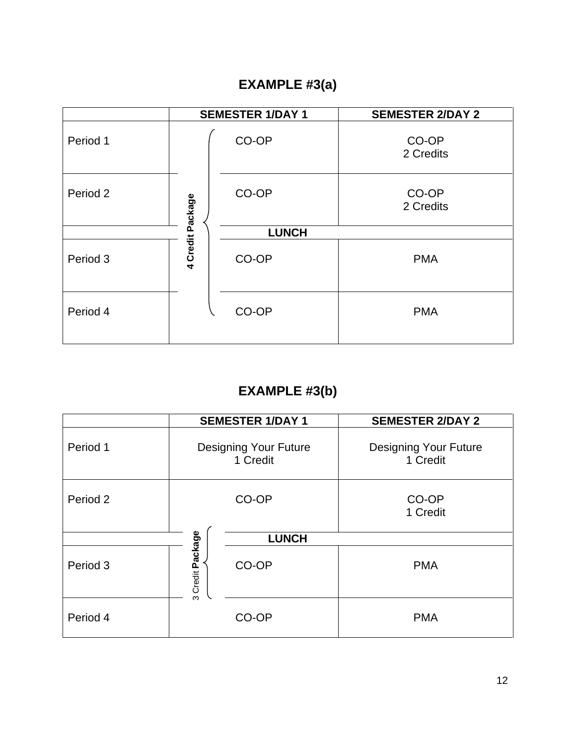# EXAMPLE #3(a)

| | SEMESTER 1/DAY 1 | SEMESTER 2/DAY 2 |
|---|---|---|
| Period 1 | 4 Credit Package: CO-OP | CO-OP 2 Credits |
| Period 2 | CO-OP | CO-OP 2 Credits |
| | **LUNCH** | |
| Period 3 | CO-OP | PMA |
| Period 4 | CO-OP | PMA |

# EXAMPLE #3(b)

| | SEMESTER 1/DAY 1 | SEMESTER 2/DAY 2 |
|---|---|---|
| Period 1 | Designing Your Future 1 Credit | Designing Your Future 1 Credit |
| Period 2 | CO-OP | CO-OP 1 Credit |
| | **LUNCH** | |
| Period 3 | 3 Credit **Package**: CO-OP | PMA |
| Period 4 | CO-OP | PMA |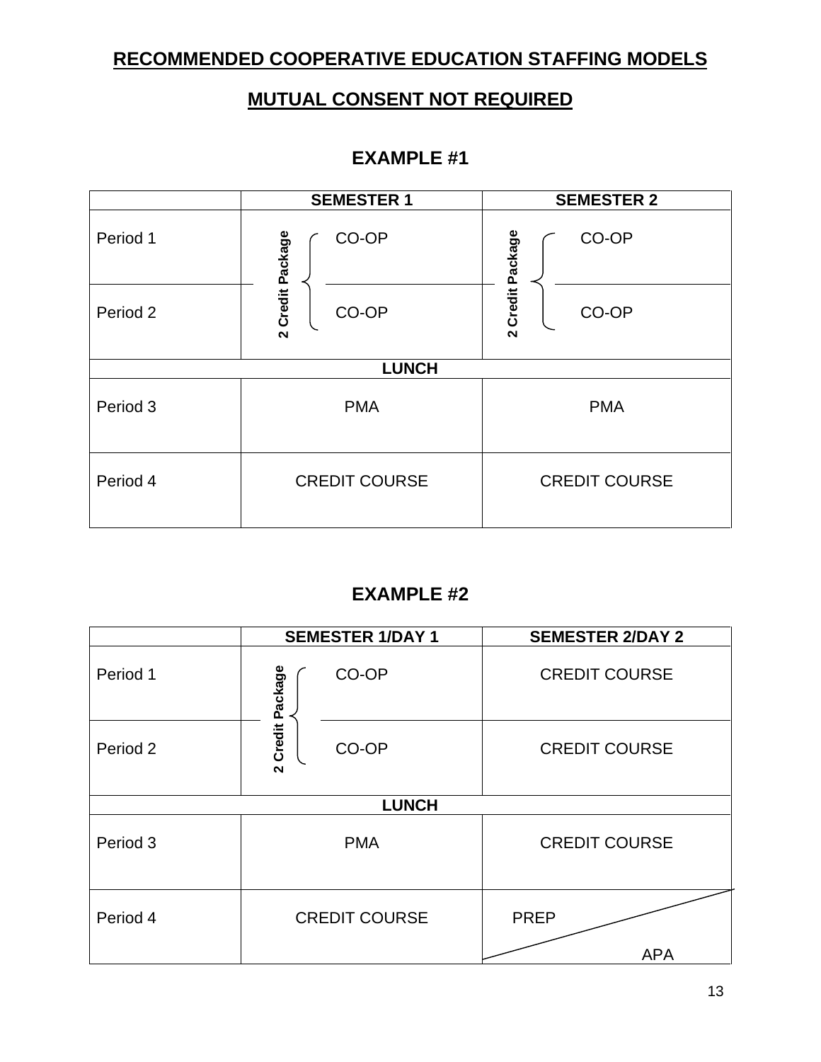# RECOMMENDED COOPERATIVE EDUCATION STAFFING MODELS

## MUTUAL CONSENT NOT REQUIRED

### EXAMPLE #1

| | SEMESTER 1 | SEMESTER 2 |
|---|---|---|
| Period 1 | 2 Credit Package: CO-OP | 2 Credit Package: CO-OP |
| Period 2 | CO-OP | CO-OP |
| **LUNCH** | | |
| Period 3 | PMA | PMA |
| Period 4 | CREDIT COURSE | CREDIT COURSE |

### EXAMPLE #2

| | SEMESTER 1/DAY 1 | SEMESTER 2/DAY 2 |
|---|---|---|
| Period 1 | 2 Credit Package: CO-OP | CREDIT COURSE |
| Period 2 | CO-OP | CREDIT COURSE |
| **LUNCH** | | |
| Period 3 | PMA | CREDIT COURSE |
| Period 4 | CREDIT COURSE | PREP / APA |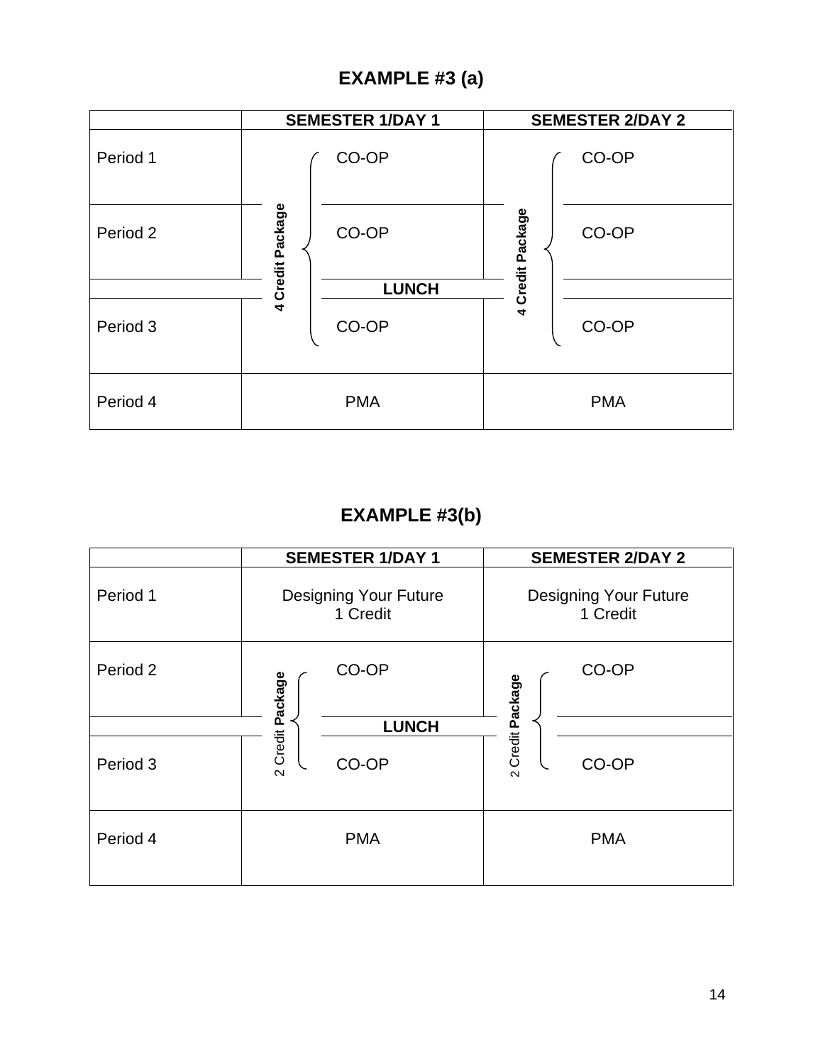## EXAMPLE #3 (a)

| | SEMESTER 1/DAY 1 | SEMESTER 2/DAY 2 |
|---|---|---|
| Period 1 | CO-OP | CO-OP |
| Period 2 | CO-OP | CO-OP |
| | LUNCH | |
| Period 3 | CO-OP | CO-OP |
| Period 4 | PMA | PMA |

Periods 1–3 CO-OP (Semester 1/Day 1): **4 Credit Package**
Periods 1–3 CO-OP (Semester 2/Day 2): **4 Credit Package**

## EXAMPLE #3(b)

| | SEMESTER 1/DAY 1 | SEMESTER 2/DAY 2 |
|---|---|---|
| Period 1 | Designing Your Future 1 Credit | Designing Your Future 1 Credit |
| Period 2 | CO-OP | CO-OP |
| | LUNCH | |
| Period 3 | CO-OP | CO-OP |
| Period 4 | PMA | PMA |

Periods 2–3 CO-OP (Semester 1/Day 1): 2 Credit **Package**
Periods 2–3 CO-OP (Semester 2/Day 2): 2 Credit **Package**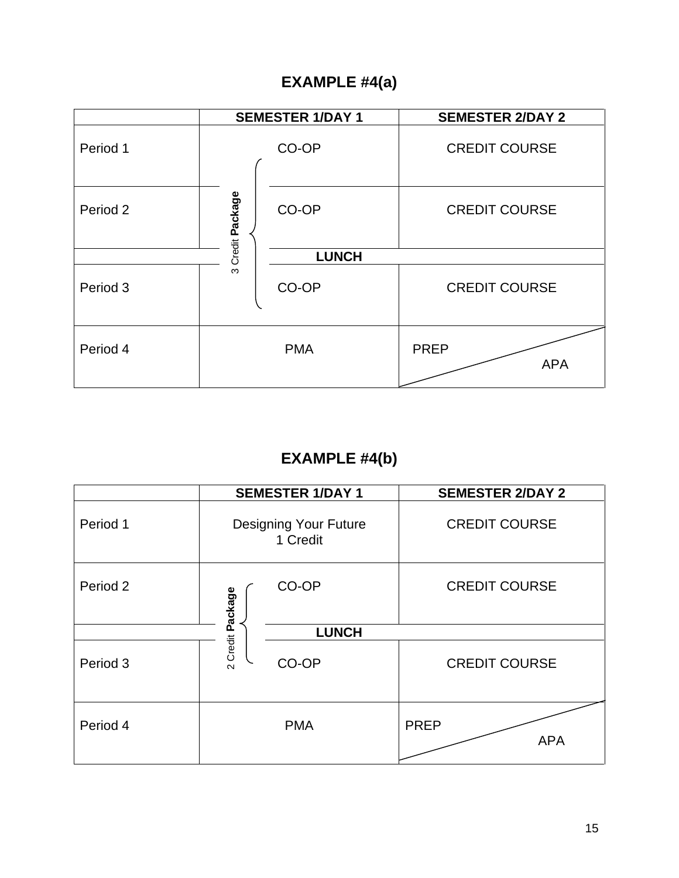## EXAMPLE #4(a)

| | SEMESTER 1/DAY 1 | SEMESTER 2/DAY 2 |
|---|---|---|
| Period 1 | CO-OP (3 Credit Package) | CREDIT COURSE |
| Period 2 | CO-OP (3 Credit Package) | CREDIT COURSE |
| | LUNCH | |
| Period 3 | CO-OP (3 Credit Package) | CREDIT COURSE |
| Period 4 | PMA | PREP / APA |

## EXAMPLE #4(b)

| | SEMESTER 1/DAY 1 | SEMESTER 2/DAY 2 |
|---|---|---|
| Period 1 | Designing Your Future 1 Credit | CREDIT COURSE |
| Period 2 | CO-OP (2 Credit Package) | CREDIT COURSE |
| | LUNCH | |
| Period 3 | CO-OP (2 Credit Package) | CREDIT COURSE |
| Period 4 | PMA | PREP / APA |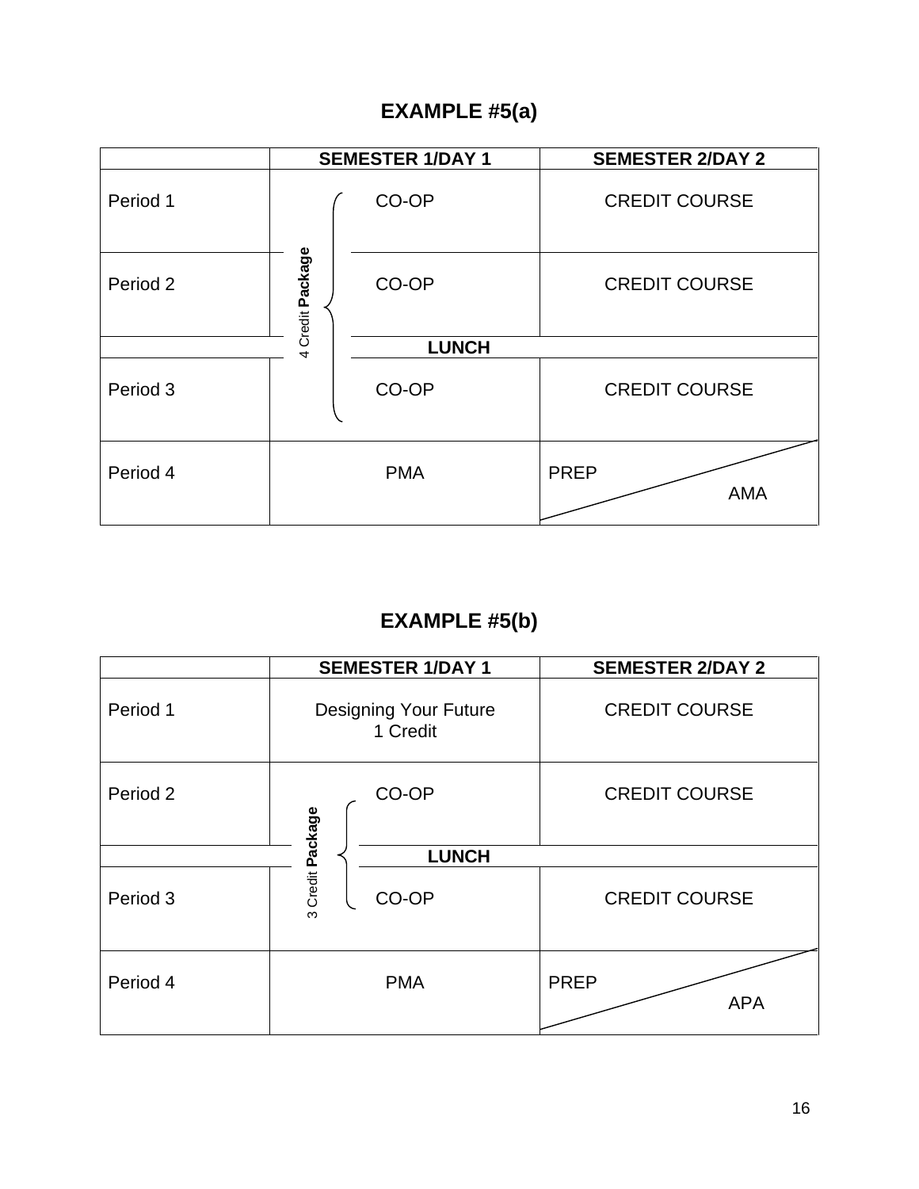## EXAMPLE #5(a)

| | SEMESTER 1/DAY 1 | SEMESTER 2/DAY 2 |
|---|---|---|
| Period 1 | CO-OP (4 Credit Package) | CREDIT COURSE |
| Period 2 | CO-OP (4 Credit Package) | CREDIT COURSE |
| | LUNCH | |
| Period 3 | CO-OP (4 Credit Package) | CREDIT COURSE |
| Period 4 | PMA | PREP / AMA |

## EXAMPLE #5(b)

| | SEMESTER 1/DAY 1 | SEMESTER 2/DAY 2 |
|---|---|---|
| Period 1 | Designing Your Future 1 Credit | CREDIT COURSE |
| Period 2 | CO-OP (3 Credit Package) | CREDIT COURSE |
| | LUNCH | |
| Period 3 | CO-OP (3 Credit Package) | CREDIT COURSE |
| Period 4 | PMA | PREP / APA |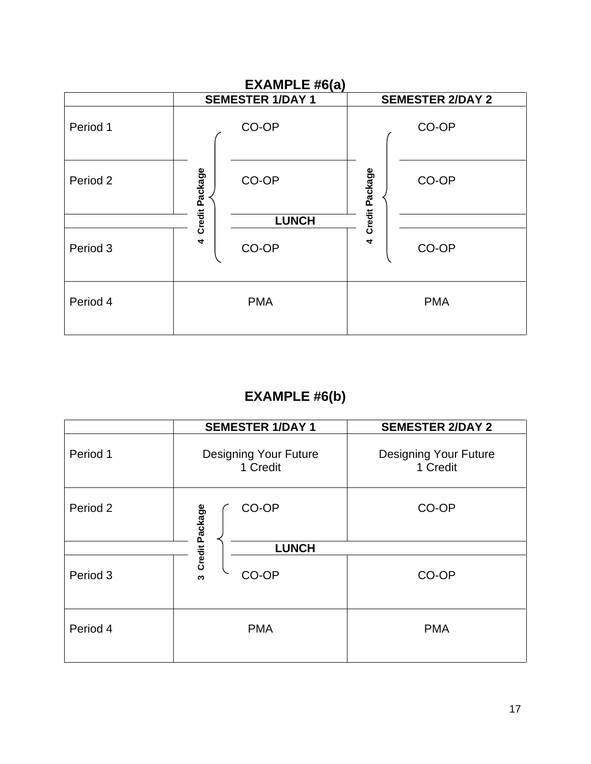## EXAMPLE #6(a)

| | SEMESTER 1/DAY 1 | SEMESTER 2/DAY 2 |
|---|---|---|
| Period 1 | CO-OP | CO-OP |
| Period 2 | CO-OP | CO-OP |
| | LUNCH | |
| Period 3 | CO-OP | CO-OP |
| Period 4 | PMA | PMA |

Semester 1/Day 1: Periods 1–3 CO-OP = 4 Credit Package
Semester 2/Day 2: Periods 1–3 CO-OP = 4 Credit Package

## EXAMPLE #6(b)

| | SEMESTER 1/DAY 1 | SEMESTER 2/DAY 2 |
|---|---|---|
| Period 1 | Designing Your Future 1 Credit | Designing Your Future 1 Credit |
| Period 2 | CO-OP | CO-OP |
| | LUNCH | |
| Period 3 | CO-OP | CO-OP |
| Period 4 | PMA | PMA |

Semester 1/Day 1: Periods 2–3 CO-OP = 3 Credit Package